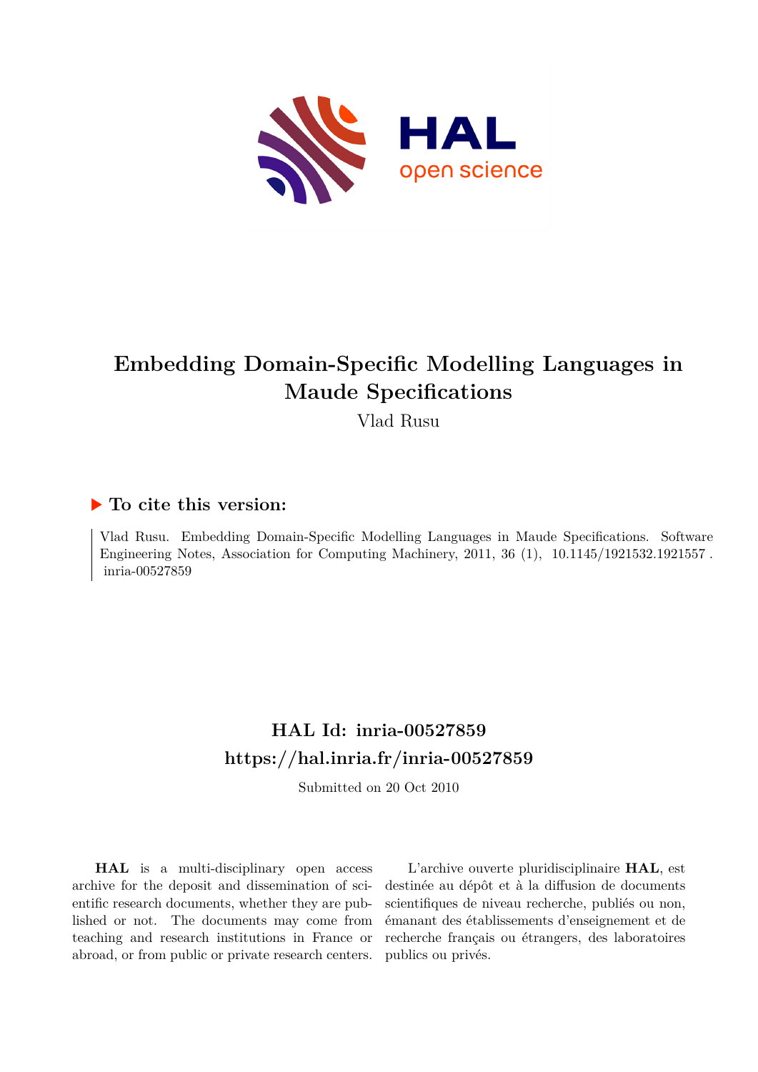# Embedding Domain-Specific Modelling Languages in Maude Specifications

Vlad Rusu

## ▶ To cite this version:

Vlad Rusu. Embedding Domain-Specific Modelling Languages in Maude Specifications. Software Engineering Notes, Association for Computing Machinery, 2011, 36 (1), 10.1145/1921532.1921557 . inria-00527859

## HAL Id: inria-00527859

## https://hal.inria.fr/inria-00527859

Submitted on 20 Oct 2010

**HAL** is a multi-disciplinary open access archive for the deposit and dissemination of scientific research documents, whether they are published or not. The documents may come from teaching and research institutions in France or abroad, or from public or private research centers.

L'archive ouverte pluridisciplinaire **HAL**, est destinée au dépôt et à la diffusion de documents scientifiques de niveau recherche, publiés ou non, émanant des établissements d'enseignement et de recherche français ou étrangers, des laboratoires publics ou privés.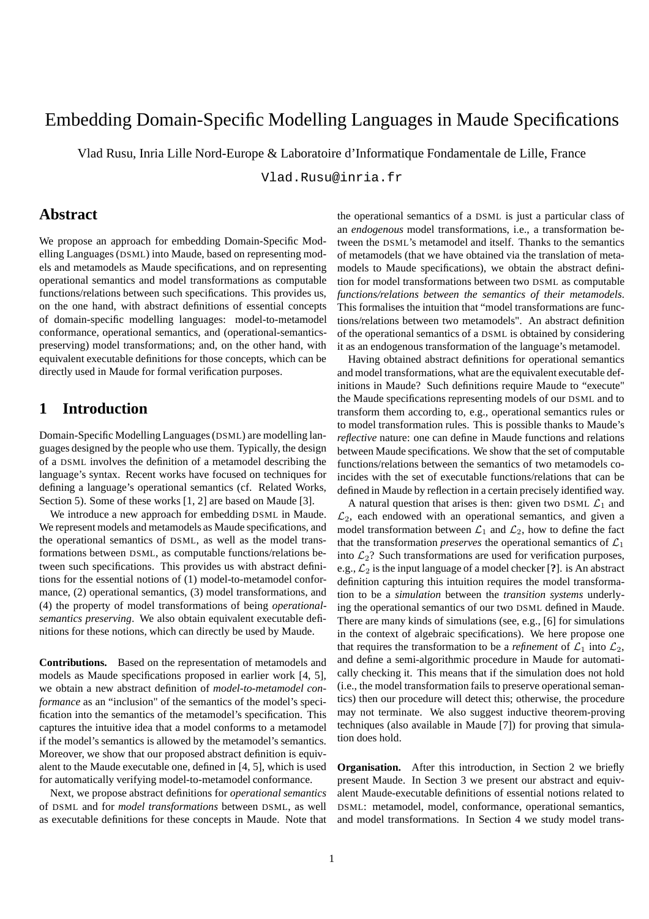# Embedding Domain-Specific Modelling Languages in Maude Specifications

Vlad Rusu, Inria Lille Nord-Europe & Laboratoire d'Informatique Fondamentale de Lille, France

Vlad.Rusu@inria.fr

## Abstract

We propose an approach for embedding Domain-Specific Modelling Languages (DSML) into Maude, based on representing models and metamodels as Maude specifications, and on representing operational semantics and model transformations as computable functions/relations between such specifications. This provides us, on the one hand, with abstract definitions of essential concepts of domain-specific modelling languages: model-to-metamodel conformance, operational semantics, and (operational-semantics-preserving) model transformations; and, on the other hand, with equivalent executable definitions for those concepts, which can be directly used in Maude for formal verification purposes.

## 1 Introduction

Domain-Specific Modelling Languages (DSML) are modelling languages designed by the people who use them. Typically, the design of a DSML involves the definition of a metamodel describing the language's syntax. Recent works have focused on techniques for defining a language's operational semantics (cf. Related Works, Section 5). Some of these works [1, 2] are based on Maude [3].

We introduce a new approach for embedding DSML in Maude. We represent models and metamodels as Maude specifications, and the operational semantics of DSML, as well as the model transformations between DSML, as computable functions/relations between such specifications. This provides us with abstract definitions for the essential notions of (1) model-to-metamodel conformance, (2) operational semantics, (3) model transformations, and (4) the property of model transformations of being *operational-semantics preserving*. We also obtain equivalent executable definitions for these notions, which can directly be used by Maude.

**Contributions.** Based on the representation of metamodels and models as Maude specifications proposed in earlier work [4, 5], we obtain a new abstract definition of *model-to-metamodel conformance* as an "inclusion" of the semantics of the model's specification into the semantics of the metamodel's specification. This captures the intuitive idea that a model conforms to a metamodel if the model's semantics is allowed by the metamodel's semantics. Moreover, we show that our proposed abstract definition is equivalent to the Maude executable one, defined in [4, 5], which is used for automatically verifying model-to-metamodel conformance.

Next, we propose abstract definitions for *operational semantics* of DSML and for *model transformations* between DSML, as well as executable definitions for these concepts in Maude. Note that the operational semantics of a DSML is just a particular class of an *endogenous* model transformations, i.e., a transformation between the DSML's metamodel and itself. Thanks to the semantics of metamodels (that we have obtained via the translation of metamodels to Maude specifications), we obtain the abstract definition for model transformations between two DSML as computable *functions/relations between the semantics of their metamodels*. This formalises the intuition that "model transformations are functions/relations between two metamodels". An abstract definition of the operational semantics of a DSML is obtained by considering it as an endogenous transformation of the language's metamodel.

Having obtained abstract definitions for operational semantics and model transformations, what are the equivalent executable definitions in Maude? Such definitions require Maude to "execute" the Maude specifications representing models of our DSML and to transform them according to, e.g., operational semantics rules or to model transformation rules. This is possible thanks to Maude's *reflective* nature: one can define in Maude functions and relations between Maude specifications. We show that the set of computable functions/relations between the semantics of two metamodels coincides with the set of executable functions/relations that can be defined in Maude by reflection in a certain precisely identified way.

A natural question that arises is then: given two DSML $\mathcal{L}_1$ and $\mathcal{L}_2$, each endowed with an operational semantics, and given a model transformation between $\mathcal{L}_1$ and $\mathcal{L}_2$, how to define the fact that the transformation *preserves* the operational semantics of $\mathcal{L}_1$ into $\mathcal{L}_2$? Such transformations are used for verification purposes, e.g., $\mathcal{L}_2$ is the input language of a model checker [**?**]. is An abstract definition capturing this intuition requires the model transformation to be a *simulation* between the *transition systems* underlying the operational semantics of our two DSML defined in Maude. There are many kinds of simulations (see, e.g., [6] for simulations in the context of algebraic specifications). We here propose one that requires the transformation to be a *refinement* of $\mathcal{L}_1$ into $\mathcal{L}_2$, and define a semi-algorithmic procedure in Maude for automatically checking it. This means that if the simulation does not hold (i.e., the model transformation fails to preserve operational semantics) then our procedure will detect this; otherwise, the procedure may not terminate. We also suggest inductive theorem-proving techniques (also available in Maude [7]) for proving that simulation does hold.

**Organisation.** After this introduction, in Section 2 we briefly present Maude. In Section 3 we present our abstract and equivalent Maude-executable definitions of essential notions related to DSML: metamodel, model, conformance, operational semantics, and model transformations. In Section 4 we study model trans-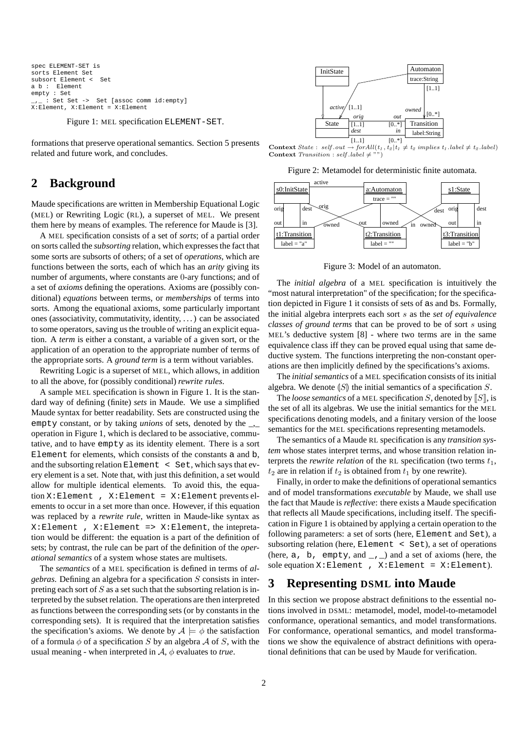```
spec ELEMENT-SET is
sorts Element Set
subsort Element <  Set
a b :  Element
empty : Set
_,_ : Set Set ->  Set [assoc comm id:empty]
X:Element, X:Element = X:Element
```

Figure 1: MEL specification ELEMENT-SET.

formations that preserve operational semantics. Section 5 presents related and future work, and concludes.

## 2 Background

Maude specifications are written in Membership Equational Logic (MEL) or Rewriting Logic (RL), a superset of MEL. We present them here by means of examples. The reference for Maude is [3].

A MEL specification consists of a set of *sorts*; of a partial order on sorts called the *subsorting* relation, which expresses the fact that some sorts are subsorts of others; of a set of *operations*, which are functions between the sorts, each of which has an *arity* giving its number of arguments, where constants are 0-ary functions; and of a set of *axioms* defining the operations. Axioms are (possibly conditional) *equations* between terms, or *memberships* of terms into sorts. Among the equational axioms, some particularly important ones (associativity, commutativity, identity, ...) can be associated to some operators, saving us the trouble of writing an explicit equation. A *term* is either a constant, a variable of a given sort, or the application of an operation to the appropriate number of terms of the appropriate sorts. A *ground term* is a term without variables.

Rewriting Logic is a superset of MEL, which allows, in addition to all the above, for (possibly conditional) *rewrite rules*.

A sample MEL specification is shown in Figure 1. It is the standard way of defining (finite) *sets* in Maude. We use a simplified Maude syntax for better readability. Sets are constructed using the `empty` constant, or by taking *unions* of sets, denoted by the _,_ operation in Figure 1, which is declared to be associative, commutative, and to have `empty` as its identity element. There is a sort `Element` for elements, which consists of the constants `a` and `b`, and the subsorting relation `Element < Set`, which says that every element is a set. Note that, with just this definition, a set would allow for multiple identical elements. To avoid this, the equation `X:Element , X:Element = X:Element` prevents elements to occur in a set more than once. However, if this equation was replaced by a *rewrite rule*, written in Maude-like syntax as `X:Element , X:Element => X:Element`, the intepretation would be different: the equation is a part of the definition of sets; by contrast, the rule can be part of the definition of the *operational semantics* of a system whose states are multisets.

The *semantics* of a MEL specification is defined in terms of *algebras*. Defining an algebra for a specification $S$ consists in interpreting each sort of $S$ as a set such that the subsorting relation is interpreted by the subset relation. The operations are then interpreted as functions between the corresponding sets (or by constants in the corresponding sets). It is required that the interpretation satisfies the specification's axioms. We denote by $\mathcal{A} \models \phi$ the satisfaction of a formula $\phi$ of a specification $S$ by an algebra $\mathcal{A}$ of $S$, with the usual meaning - when interpreted in $\mathcal{A}$, $\phi$ evaluates to *true*.

InitState
Automaton
trace:String
[1..1]
active [1..1]
owned
orig
out
[0..*]
State
[1..1]
[0..*]
Transition
dest
in
label:String
[1..1]
[0..*]

**Context** $State: \ self.out \rightarrow forAll(t_1, t_2 | t_1 \neq t_2 \ implies \ t_1.label \neq t_2.label)$
**Context** $Transition: self.label \neq$ "")

Figure 2: Metamodel for deterministic finite automata.

active
s0:InitState
a:Automaton
s1:State
trace = ""
orig
dest
orig
dest
orig
dest
out
in
owned
out
owned
in
owned
out
in
t1:Transition
t2:Transition
t3:Transition
label = "a"
label = ""
label = "b"

Figure 3: Model of an automaton.

The *initial algebra* of a MEL specification is intuitively the "most natural interpretation" of the specification; for the specification depicted in Figure 1 it consists of sets of `a`s and `b`s. Formally, the initial algebra interprets each sort $s$ as the *set of equivalence classes of ground terms* that can be proved to be of sort $s$ using MEL's deductive system [8] - where two terms are in the same equivalence class iff they can be proved equal using that same deductive system. The functions interpreting the non-constant operations are then implicitly defined by the specifications's axioms.

The *initial semantics* of a MEL specification consists of its initial algebra. We denote $(\!|S|\!)$ the initial semantics of a specification $S$.

The *loose semantics* of a MEL specification $S$, denoted by $[\![S]\!]$, is the set of all its algebras. We use the initial semantics for the MEL specifications denoting models, and a finitary version of the loose semantics for the MEL specifications representing metamodels.

The semantics of a Maude RL specification is any *transition system* whose states interpret terms, and whose transition relation interprets the *rewrite relation* of the RL specification (two terms $t_1$, $t_2$ are in relation if $t_2$ is obtained from $t_1$ by one rewrite).

Finally, in order to make the definitions of operational semantics and of model transformations *executable* by Maude, we shall use the fact that Maude is *reflective*: there exists a Maude specification that reflects all Maude specifications, including itself. The specification in Figure 1 is obtained by applying a certain operation to the following parameters: a set of sorts (here, `Element` and `Set`), a subsorting relation (here, `Element < Set`), a set of operations (here, `a, b, empty`, and `_,_`) and a set of axioms (here, the sole equation `X:Element , X:Element = X:Element`).

## 3 Representing DSML into Maude

In this section we propose abstract definitions to the essential notions involved in DSML: metamodel, model, model-to-metamodel conformance, operational semantics, and model transformations. For conformance, operational semantics, and model transformations we show the equivalence of abstract definitions with operational definitions that can be used by Maude for verification.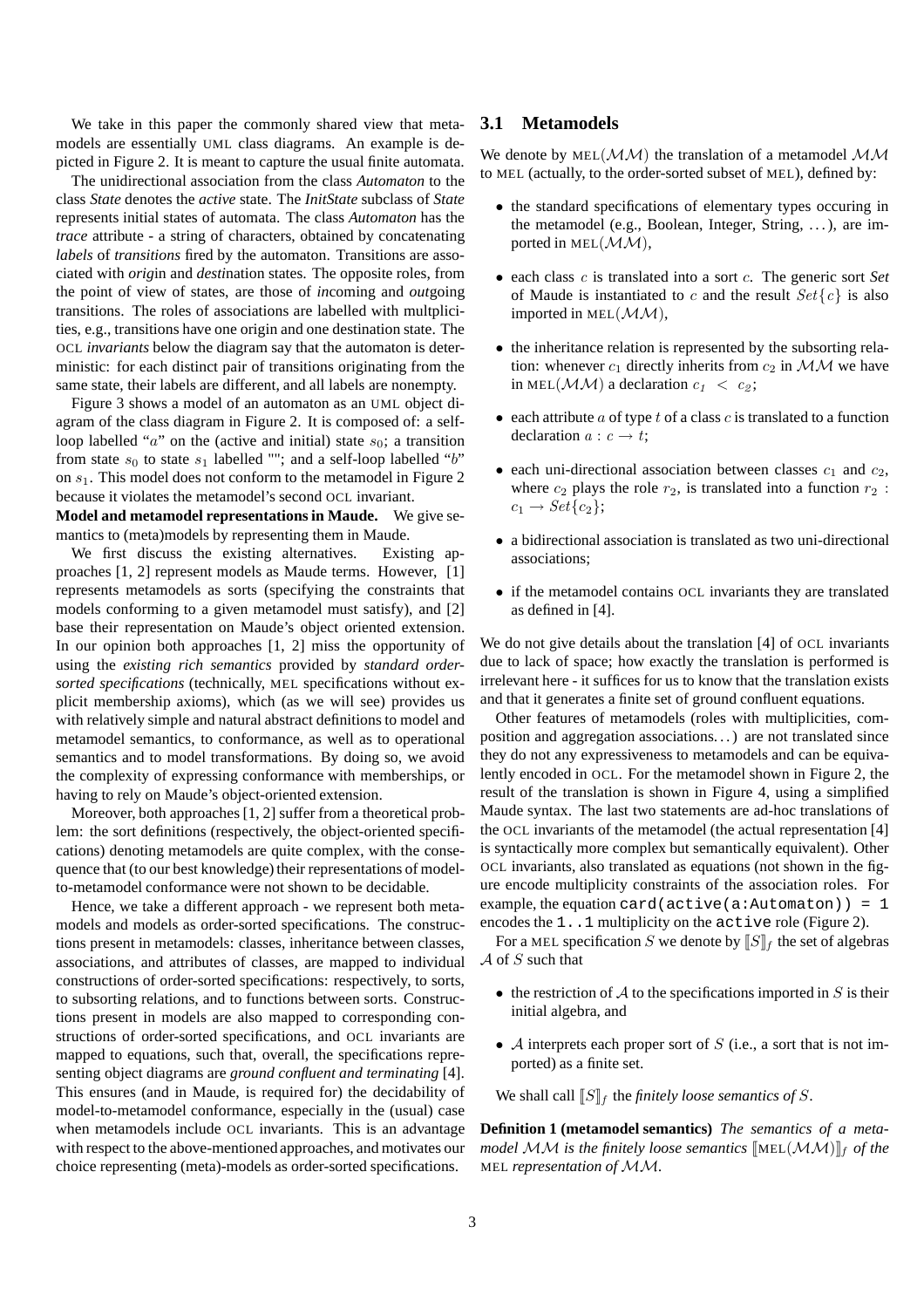We take in this paper the commonly shared view that metamodels are essentially UML class diagrams. An example is depicted in Figure 2. It is meant to capture the usual finite automata.

The unidirectional association from the class *Automaton* to the class *State* denotes the *active* state. The *InitState* subclass of *State* represents initial states of automata. The class *Automaton* has the *trace* attribute - a string of characters, obtained by concatenating *labels* of *transitions* fired by the automaton. Transitions are associated with *orig*in and *dest*ination states. The opposite roles, from the point of view of states, are those of *in*coming and *out*going transitions. The roles of associations are labelled with multplicities, e.g., transitions have one origin and one destination state. The OCL *invariants* below the diagram say that the automaton is deterministic: for each distinct pair of transitions originating from the same state, their labels are different, and all labels are nonempty.

Figure 3 shows a model of an automaton as an UML object diagram of the class diagram in Figure 2. It is composed of: a self-loop labelled "$a$" on the (active and initial) state $s_0$; a transition from state $s_0$ to state $s_1$ labelled ""; and a self-loop labelled "$b$" on $s_1$. This model does not conform to the metamodel in Figure 2 because it violates the metamodel's second OCL invariant.

**Model and metamodel representations in Maude.** We give semantics to (meta)models by representing them in Maude.

We first discuss the existing alternatives. Existing approaches [1, 2] represent models as Maude terms. However, [1] represents metamodels as sorts (specifying the constraints that models conforming to a given metamodel must satisfy), and [2] base their representation on Maude's object oriented extension. In our opinion both approaches [1, 2] miss the opportunity of using the *existing rich semantics* provided by *standard order-sorted specifications* (technically, MEL specifications without explicit membership axioms), which (as we will see) provides us with relatively simple and natural abstract definitions to model and metamodel semantics, to conformance, as well as to operational semantics and to model transformations. By doing so, we avoid the complexity of expressing conformance with memberships, or having to rely on Maude's object-oriented extension.

Moreover, both approaches [1, 2] suffer from a theoretical problem: the sort definitions (respectively, the object-oriented specifications) denoting metamodels are quite complex, with the consequence that (to our best knowledge) their representations of model-to-metamodel conformance were not shown to be decidable.

Hence, we take a different approach - we represent both metamodels and models as order-sorted specifications. The constructions present in metamodels: classes, inheritance between classes, associations, and attributes of classes, are mapped to individual constructions of order-sorted specifications: respectively, to sorts, to subsorting relations, and to functions between sorts. Constructions present in models are also mapped to corresponding constructions of order-sorted specifications, and OCL invariants are mapped to equations, such that, overall, the specifications representing object diagrams are *ground confluent and terminating* [4]. This ensures (and in Maude, is required for) the decidability of model-to-metamodel conformance, especially in the (usual) case when metamodels include OCL invariants. This is an advantage with respect to the above-mentioned approaches, and motivates our choice representing (meta)-models as order-sorted specifications.

### 3.1 Metamodels

We denote by $\text{MEL}(\mathcal{MM})$ the translation of a metamodel $\mathcal{MM}$ to MEL (actually, to the order-sorted subset of MEL), defined by:

- the standard specifications of elementary types occuring in the metamodel (e.g., Boolean, Integer, String, ...), are imported in $\text{MEL}(\mathcal{MM})$,
- each class $c$ is translated into a sort $c$. The generic sort *Set* of Maude is instantiated to $c$ and the result $Set\{c\}$ is also imported in $\text{MEL}(\mathcal{MM})$,
- the inheritance relation is represented by the subsorting relation: whenever $c_1$ directly inherits from $c_2$ in $\mathcal{MM}$ we have in $\text{MEL}(\mathcal{MM})$ a declaration $c_1 < c_2$;
- each attribute $a$ of type $t$ of a class $c$ is translated to a function declaration $a : c \to t$;
- each uni-directional association between classes $c_1$ and $c_2$, where $c_2$ plays the role $r_2$, is translated into a function $r_2 : c_1 \to Set\{c_2\}$;
- a bidirectional association is translated as two uni-directional associations;
- if the metamodel contains OCL invariants they are translated as defined in [4].

We do not give details about the translation [4] of OCL invariants due to lack of space; how exactly the translation is performed is irrelevant here - it suffices for us to know that the translation exists and that it generates a finite set of ground confluent equations.

Other features of metamodels (roles with multiplicities, composition and aggregation associations...) are not translated since they do not any expressiveness to metamodels and can be equivalently encoded in OCL. For the metamodel shown in Figure 2, the result of the translation is shown in Figure 4, using a simplified Maude syntax. The last two statements are ad-hoc translations of the OCL invariants of the metamodel (the actual representation [4] is syntactically more complex but semantically equivalent). Other OCL invariants, also translated as equations (not shown in the figure encode multiplicity constraints of the association roles. For example, the equation `card(active(a:Automaton)) = 1` encodes the `1..1` multiplicity on the `active` role (Figure 2).

For a MEL specification $S$ we denote by $[\![S]\!]_f$ the set of algebras $\mathcal{A}$ of $S$ such that

- the restriction of $\mathcal{A}$ to the specifications imported in $S$ is their initial algebra, and
- $\mathcal{A}$ interprets each proper sort of $S$ (i.e., a sort that is not imported) as a finite set.

We shall call $[\![S]\!]_f$ the *finitely loose semantics of* $S$.

**Definition 1 (metamodel semantics)** *The semantics of a metamodel $\mathcal{MM}$ is the finitely loose semantics $[\![\text{MEL}(\mathcal{MM})]\!]_f$ of the MEL representation of $\mathcal{MM}$.*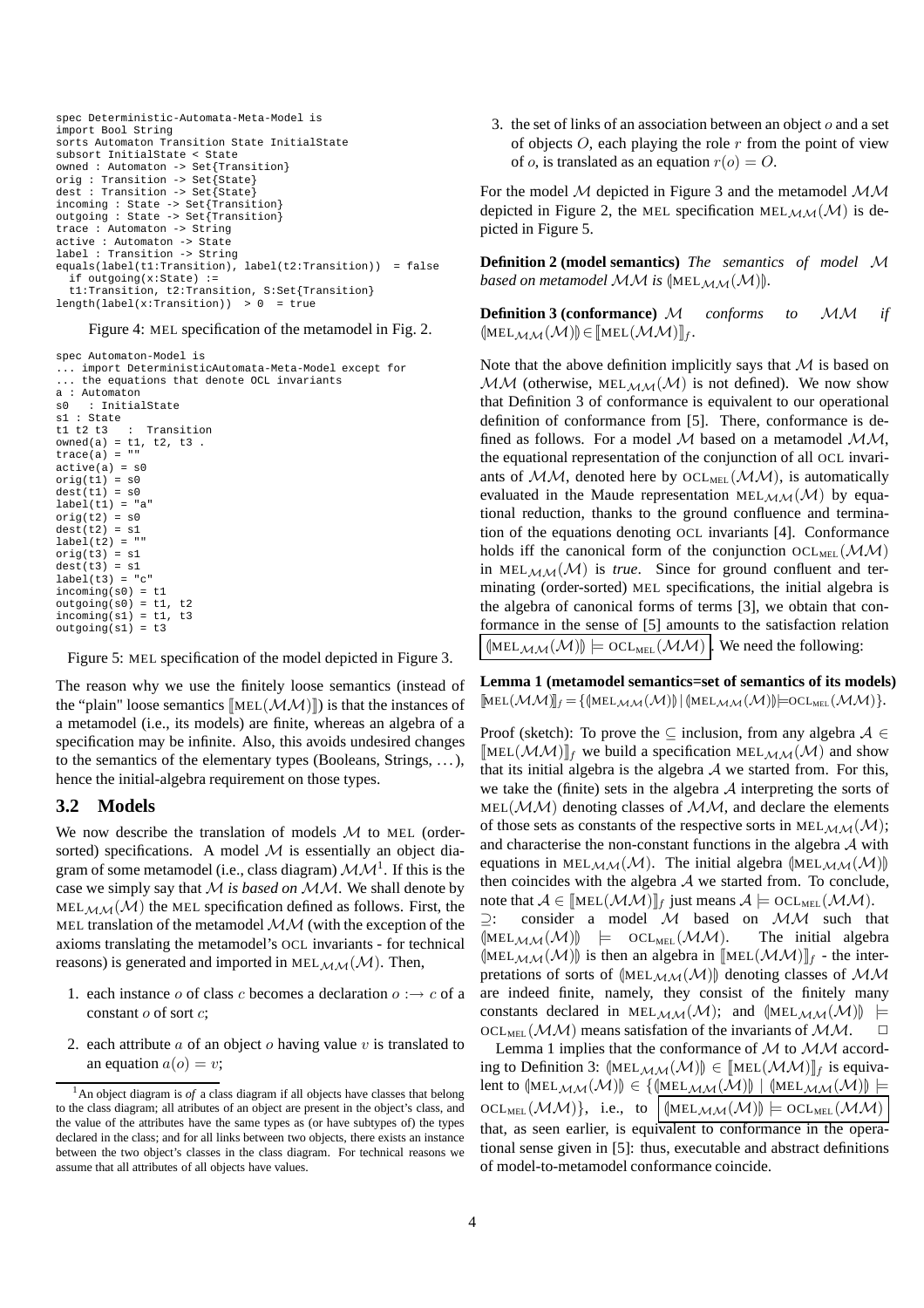```
spec Deterministic-Automata-Meta-Model is
import Bool String
sorts Automaton Transition State InitialState
subsort InitialState < State
owned : Automaton -> Set{Transition}
orig : Transition -> Set{State}
dest : Transition -> Set{State}
incoming : State -> Set{Transition}
outgoing : State -> Set{Transition}
trace : Automaton -> String
active : Automaton -> State
label : Transition -> String
equals(label(t1:Transition), label(t2:Transition)) = false
  if outgoing(x:State) :=
  t1:Transition, t2:Transition, S:Set{Transition}
length(label(x:Transition)) > 0 = true
```

Figure 4: MEL specification of the metamodel in Fig. 2.

```
spec Automaton-Model is
... import DeterministicAutomata-Meta-Model except for
... the equations that denote OCL invariants
a : Automaton
s0   : InitialState
s1 : State
t1 t2 t3   :  Transition
owned(a) = t1, t2, t3 .
trace(a) = ""
active(a) = s0
orig(t1) = s0
dest(t1) = s0
label(t1) = "a"
orig(t2) = s0
dest(t2) = s1
label(t2) = ""
orig(t3) = s1
dest(t3) = s1
label(t3) = "c"
incoming(s0) = t1
outgoing(s0) = t1, t2
incoming(s1) = t1, t3
outgoing(s1) = t3
```

Figure 5: MEL specification of the model depicted in Figure 3.

The reason why we use the finitely loose semantics (instead of the "plain" loose semantics $[\![\text{MEL}(\mathcal{MM})]\!]$) is that the instances of a metamodel (i.e., its models) are finite, whereas an algebra of a specification may be infinite. Also, this avoids undesired changes to the semantics of the elementary types (Booleans, Strings, ...), hence the initial-algebra requirement on those types.

## 3.2 Models

We now describe the translation of models $\mathcal{M}$ to MEL (order-sorted) specifications. A model $\mathcal{M}$ is essentially an object diagram of some metamodel (i.e., class diagram) $\mathcal{MM}$[1]. If this is the case we simply say that $\mathcal{M}$ *is based on* $\mathcal{MM}$. We shall denote by $\text{MEL}_{\mathcal{MM}}(\mathcal{M})$ the MEL specification defined as follows. First, the MEL translation of the metamodel $\mathcal{MM}$ (with the exception of the axioms translating the metamodel's OCL invariants - for technical reasons) is generated and imported in $\text{MEL}_{\mathcal{MM}}(\mathcal{M})$. Then,

1. each instance $o$ of class $c$ becomes a declaration $o :\rightarrow c$ of a constant $o$ of sort $c$;
2. each attribute $a$ of an object $o$ having value $v$ is translated to an equation $a(o) = v$;
3. the set of links of an association between an object $o$ and a set of objects $O$, each playing the role $r$ from the point of view of $o$, is translated as an equation $r(o) = O$.

For the model $\mathcal{M}$ depicted in Figure 3 and the metamodel $\mathcal{MM}$ depicted in Figure 2, the MEL specification $\text{MEL}_{\mathcal{MM}}(\mathcal{M})$ is depicted in Figure 5.

**Definition 2 (model semantics)** *The semantics of model $\mathcal{M}$ based on metamodel $\mathcal{MM}$ is $(\!|\text{MEL}_{\mathcal{MM}}(\mathcal{M})|\!)$.*

**Definition 3 (conformance)** *$\mathcal{M}$ conforms to $\mathcal{MM}$ if $(\!|\text{MEL}_{\mathcal{MM}}(\mathcal{M})|\!) \in [\![\text{MEL}(\mathcal{MM})]\!]_f$.*

Note that the above definition implicitly says that $\mathcal{M}$ is based on $\mathcal{MM}$ (otherwise, $\text{MEL}_{\mathcal{MM}}(\mathcal{M})$ is not defined). We now show that Definition 3 of conformance is equivalent to our operational definition of conformance from [5]. There, conformance is defined as follows. For a model $\mathcal{M}$ based on a metamodel $\mathcal{MM}$, the equational representation of the conjunction of all OCL invariants of $\mathcal{MM}$, denoted here by $\text{OCL}_{\text{MEL}}(\mathcal{MM})$, is automatically evaluated in the Maude representation $\text{MEL}_{\mathcal{MM}}(\mathcal{M})$ by equational reduction, thanks to the ground confluence and termination of the equations denoting OCL invariants [4]. Conformance holds iff the canonical form of the conjunction $\text{OCL}_{\text{MEL}}(\mathcal{MM})$ in $\text{MEL}_{\mathcal{MM}}(\mathcal{M})$ is *true*. Since for ground confluent and terminating (order-sorted) MEL specifications, the initial algebra is the algebra of canonical forms of terms [3], we obtain that conformance in the sense of [5] amounts to the satisfaction relation $\boxed{(\!|\text{MEL}_{\mathcal{MM}}(\mathcal{M})|\!) \models \text{OCL}_{\text{MEL}}(\mathcal{MM})}$. We need the following:

**Lemma 1 (metamodel semantics=set of semantics of its models)** $[\![\text{MEL}(\mathcal{MM})]\!]_f = \{(\!|\text{MEL}_{\mathcal{MM}}(\mathcal{M})|\!) \mid (\!|\text{MEL}_{\mathcal{MM}}(\mathcal{M})|\!) \models \text{OCL}_{\text{MEL}}(\mathcal{MM})\}$.

Proof (sketch): To prove the $\subseteq$ inclusion, from any algebra $\mathcal{A} \in [\![\text{MEL}(\mathcal{MM})]\!]_f$ we build a specification $\text{MEL}_{\mathcal{MM}}(\mathcal{M})$ and show that its initial algebra is the algebra $\mathcal{A}$ we started from. For this, we take the (finite) sets in the algebra $\mathcal{A}$ interpreting the sorts of $\text{MEL}(\mathcal{MM})$ denoting classes of $\mathcal{MM}$, and declare the elements of those sets as constants of the respective sorts in $\text{MEL}_{\mathcal{MM}}(\mathcal{M})$; and characterise the non-constant functions in the algebra $\mathcal{A}$ with equations in $\text{MEL}_{\mathcal{MM}}(\mathcal{M})$. The initial algebra $(\!|\text{MEL}_{\mathcal{MM}}(\mathcal{M})|\!)$ then coincides with the algebra $\mathcal{A}$ we started from. To conclude, note that $\mathcal{A} \in [\![\text{MEL}(\mathcal{MM})]\!]_f$ just means $\mathcal{A} \models \text{OCL}_{\text{MEL}}(\mathcal{MM})$.
$\supseteq$: consider a model $\mathcal{M}$ based on $\mathcal{MM}$ such that $(\!|\text{MEL}_{\mathcal{MM}}(\mathcal{M})|\!) \models \text{OCL}_{\text{MEL}}(\mathcal{MM})$. The initial algebra $(\!|\text{MEL}_{\mathcal{MM}}(\mathcal{M})|\!)$ is then an algebra in $[\![\text{MEL}(\mathcal{MM})]\!]_f$ - the interpretations of sorts of $(\!|\text{MEL}_{\mathcal{MM}}(\mathcal{M})|\!)$ denoting classes of $\mathcal{MM}$ are indeed finite, namely, they consist of the finitely many constants declared in $\text{MEL}_{\mathcal{MM}}(\mathcal{M})$; and $(\!|\text{MEL}_{\mathcal{MM}}(\mathcal{M})|\!) \models \text{OCL}_{\text{MEL}}(\mathcal{MM})$ means satisfaction of the invariants of $\mathcal{MM}$. $\Box$

Lemma 1 implies that the conformance of $\mathcal{M}$ to $\mathcal{MM}$ according to Definition 3: $(\!|\text{MEL}_{\mathcal{MM}}(\mathcal{M})|\!) \in [\![\text{MEL}(\mathcal{MM})]\!]_f$ is equivalent to $(\!|\text{MEL}_{\mathcal{MM}}(\mathcal{M})|\!) \in \{(\!|\text{MEL}_{\mathcal{MM}}(\mathcal{M})|\!) \mid (\!|\text{MEL}_{\mathcal{MM}}(\mathcal{M})|\!) \models \text{OCL}_{\text{MEL}}(\mathcal{MM})\}$, i.e., to $\boxed{(\!|\text{MEL}_{\mathcal{MM}}(\mathcal{M})|\!) \models \text{OCL}_{\text{MEL}}(\mathcal{MM})}$ that, as seen earlier, is equivalent to conformance in the operational sense given in [5]: thus, executable and abstract definitions of model-to-metamodel conformance coincide.

[1] An object diagram is *of* a class diagram if all objects have classes that belong to the class diagram; all attributes of an object are present in the object's class, and the value of the attributes have the same types as (or have subtypes of) the types declared in the class; and for all links between two objects, there exists an instance between the two object's classes in the class diagram. For technical reasons we assume that all attributes of all objects have values.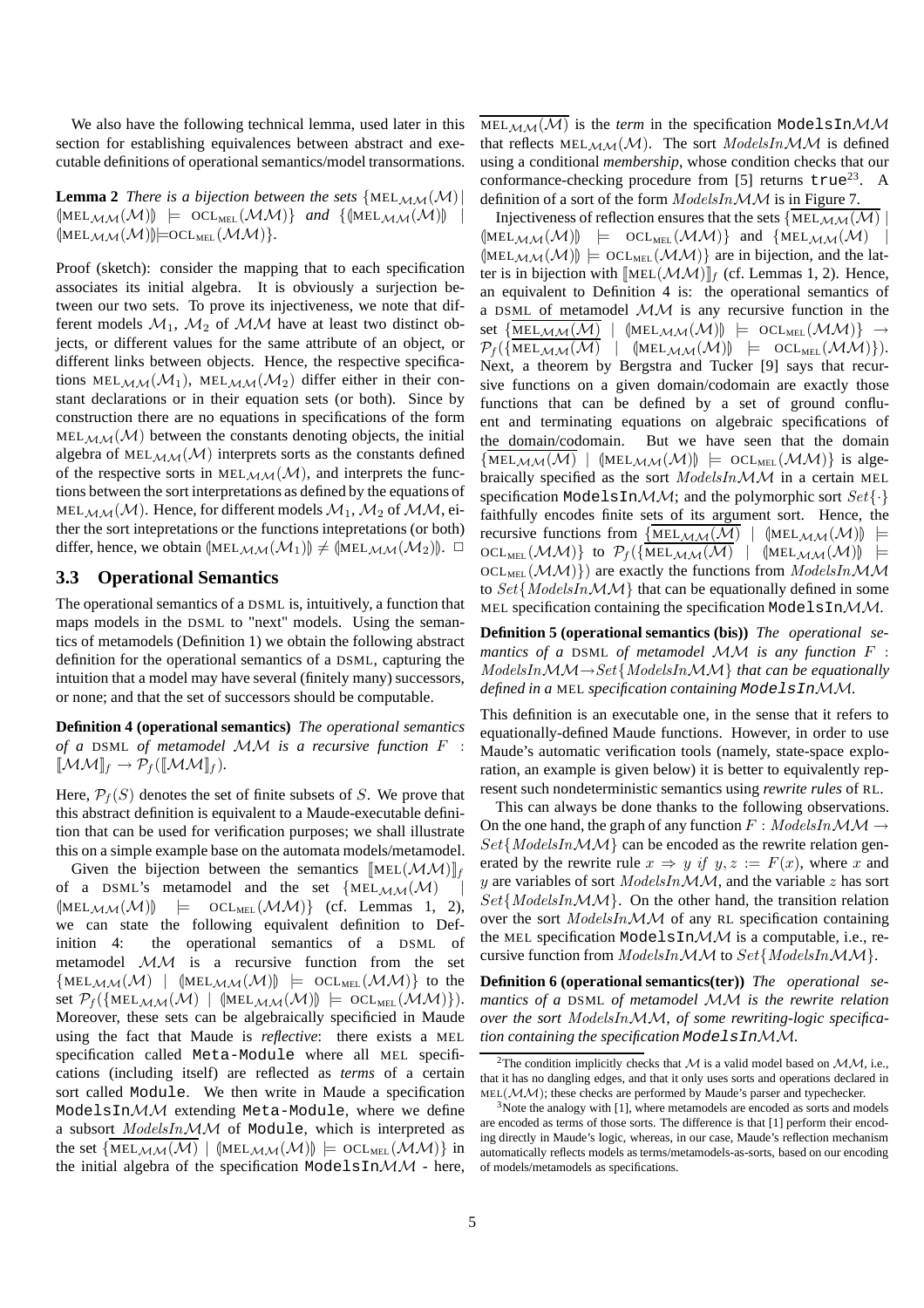We also have the following technical lemma, used later in this section for establishing equivalences between abstract and executable definitions of operational semantics/model transformations.

**Lemma 2** *There is a bijection between the sets* $\{\text{MEL}_{\mathcal{MM}}(\mathcal{M}) \mid (\!|\text{MEL}_{\mathcal{MM}}(\mathcal{M})|\!) \models \text{OCL}_{\text{MEL}}(\mathcal{MM})\}$ *and* $\{(\!|\text{MEL}_{\mathcal{MM}}(\mathcal{M})|\!) \mid (\!|\text{MEL}_{\mathcal{MM}}(\mathcal{M})|\!) \models \text{OCL}_{\text{MEL}}(\mathcal{MM})\}$.

Proof (sketch): consider the mapping that to each specification associates its initial algebra. It is obviously a surjection between our two sets. To prove its injectiveness, we note that different models $\mathcal{M}_1$, $\mathcal{M}_2$ of $\mathcal{MM}$ have at least two distinct objects, or different values for the same attribute of an object, or different links between objects. Hence, the respective specifications $\text{MEL}_{\mathcal{MM}}(\mathcal{M}_1)$, $\text{MEL}_{\mathcal{MM}}(\mathcal{M}_2)$ differ either in their constant declarations or in their equation sets (or both). Since by construction there are no equations in specifications of the form $\text{MEL}_{\mathcal{MM}}(\mathcal{M})$ between the constants denoting objects, the initial algebra of $\text{MEL}_{\mathcal{MM}}(\mathcal{M})$ interprets sorts as the constants defined of the respective sorts in $\text{MEL}_{\mathcal{MM}}(\mathcal{M})$, and interprets the functions between the sort interpretations as defined by the equations of $\text{MEL}_{\mathcal{MM}}(\mathcal{M})$. Hence, for different models $\mathcal{M}_1, \mathcal{M}_2$ of $\mathcal{MM}$, either the sort intepretations or the functions intepretations (or both) differ, hence, we obtain $(\!|\text{MEL}_{\mathcal{MM}}(\mathcal{M}_1)|\!) \neq (\!|\text{MEL}_{\mathcal{MM}}(\mathcal{M}_2)|\!)$. □

## 3.3 Operational Semantics

The operational semantics of a DSML is, intuitively, a function that maps models in the DSML to "next" models. Using the semantics of metamodels (Definition 1) we obtain the following abstract definition for the operational semantics of a DSML, capturing the intuition that a model may have several (finitely many) successors, or none; and that the set of successors should be computable.

**Definition 4 (operational semantics)** *The operational semantics of a* DSML *of metamodel* $\mathcal{MM}$ *is a recursive function* $F : [\![\mathcal{MM}]\!]_f \to \mathcal{P}_f([\![\mathcal{MM}]\!]_f)$.

Here, $\mathcal{P}_f(S)$ denotes the set of finite subsets of $S$. We prove that this abstract definition is equivalent to a Maude-executable definition that can be used for verification purposes; we shall illustrate this on a simple example base on the automata models/metamodel.

Given the bijection between the semantics $[\![\text{MEL}(\mathcal{MM})]\!]_f$ of a DSML's metamodel and the set $\{\text{MEL}_{\mathcal{MM}}(\mathcal{M}) \mid (\!|\text{MEL}_{\mathcal{MM}}(\mathcal{M})|\!) \models \text{OCL}_{\text{MEL}}(\mathcal{MM})\}$ (cf. Lemmas 1, 2), we can state the following equivalent definition to Definition 4: the operational semantics of a DSML of metamodel $\mathcal{MM}$ is a recursive function from the set $\{\text{MEL}_{\mathcal{MM}}(\mathcal{M}) \mid (\!|\text{MEL}_{\mathcal{MM}}(\mathcal{M})|\!) \models \text{OCL}_{\text{MEL}}(\mathcal{MM})\}$ to the set $\mathcal{P}_f(\{\text{MEL}_{\mathcal{MM}}(\mathcal{M}) \mid (\!|\text{MEL}_{\mathcal{MM}}(\mathcal{M})|\!) \models \text{OCL}_{\text{MEL}}(\mathcal{MM})\})$. Moreover, these sets can be algebraically specificied in Maude using the fact that Maude is *reflective*: there exists a MEL specification called `Meta-Module` where all MEL specifications (including itself) are reflected as *terms* of a certain sort called `Module`. We then write in Maude a specification `ModelsIn`$\mathcal{MM}$ extending `Meta-Module`, where we define a subsort $ModelsIn\mathcal{MM}$ of `Module`, which is interpreted as the set $\{\overline{\text{MEL}_{\mathcal{MM}}(\mathcal{M})} \mid (\!|\text{MEL}_{\mathcal{MM}}(\mathcal{M})|\!) \models \text{OCL}_{\text{MEL}}(\mathcal{MM})\}$ in the initial algebra of the specification `ModelsIn`$\mathcal{MM}$ - here, $\overline{\text{MEL}_{\mathcal{MM}}(\mathcal{M})}$ is the *term* in the specification `ModelsIn`$\mathcal{MM}$ that reflects $\text{MEL}_{\mathcal{MM}}(\mathcal{M})$. The sort $ModelsIn\mathcal{MM}$ is defined using a conditional *membership*, whose condition checks that our conformance-checking procedure from [5] returns `true`[2][3]. A definition of a sort of the form $ModelsIn\mathcal{MM}$ is in Figure 7.

Injectiveness of reflection ensures that the sets $\{\overline{\text{MEL}_{\mathcal{MM}}(\mathcal{M})} \mid (\!|\text{MEL}_{\mathcal{MM}}(\mathcal{M})|\!) \models \text{OCL}_{\text{MEL}}(\mathcal{MM})\}$ and $\{\text{MEL}_{\mathcal{MM}}(\mathcal{M}) \mid (\!|\text{MEL}_{\mathcal{MM}}(\mathcal{M})|\!) \models \text{OCL}_{\text{MEL}}(\mathcal{MM})\}$ are in bijection, and the latter is in bijection with $[\![\text{MEL}(\mathcal{MM})]\!]_f$ (cf. Lemmas 1, 2). Hence, an equivalent to Definition 4 is: the operational semantics of a DSML of metamodel $\mathcal{MM}$ is any recursive function in the set $\{\overline{\text{MEL}_{\mathcal{MM}}(\mathcal{M})} \mid (\!|\text{MEL}_{\mathcal{MM}}(\mathcal{M})|\!) \models \text{OCL}_{\text{MEL}}(\mathcal{MM})\} \to \mathcal{P}_f(\{\overline{\text{MEL}_{\mathcal{MM}}(\mathcal{M})} \mid (\!|\text{MEL}_{\mathcal{MM}}(\mathcal{M})|\!) \models \text{OCL}_{\text{MEL}}(\mathcal{MM})\})$. Next, a theorem by Bergstra and Tucker [9] says that recursive functions on a given domain/codomain are exactly those functions that can be defined by a set of ground confluent and terminating equations on algebraic specifications of the domain/codomain. But we have seen that the domain $\{\overline{\text{MEL}_{\mathcal{MM}}(\mathcal{M})} \mid (\!|\text{MEL}_{\mathcal{MM}}(\mathcal{M})|\!) \models \text{OCL}_{\text{MEL}}(\mathcal{MM})\}$ is algebraically specified as the sort $ModelsIn\mathcal{MM}$ in a certain MEL specification `ModelsIn`$\mathcal{MM}$; and the polymorphic sort $Set\{\cdot\}$ faithfully encodes finite sets of its argument sort. Hence, the recursive functions from $\{\overline{\text{MEL}_{\mathcal{MM}}(\mathcal{M})} \mid (\!|\text{MEL}_{\mathcal{MM}}(\mathcal{M})|\!) \models \text{OCL}_{\text{MEL}}(\mathcal{MM})\}$ to $\mathcal{P}_f(\{\overline{\text{MEL}_{\mathcal{MM}}(\mathcal{M})} \mid (\!|\text{MEL}_{\mathcal{MM}}(\mathcal{M})|\!) \models \text{OCL}_{\text{MEL}}(\mathcal{MM})\})$ are exactly the functions from $ModelsIn\mathcal{MM}$ to $Set\{ModelsIn\mathcal{MM}\}$ that can be equationally defined in some MEL specification containing the specification `ModelsIn`$\mathcal{MM}$.

**Definition 5 (operational semantics (bis))** *The operational semantics of a* DSML *of metamodel* $\mathcal{MM}$ *is any function* $F : ModelsIn\mathcal{MM} \to Set\{ModelsIn\mathcal{MM}\}$ *that can be equationally defined in a* MEL *specification containing* `ModelsIn`$\mathcal{MM}$.

This definition is an executable one, in the sense that it refers to equationally-defined Maude functions. However, in order to use Maude's automatic verification tools (namely, state-space exploration, an example is given below) it is better to equivalently represent such nondeterministic semantics using *rewrite rules* of RL.

This can always be done thanks to the following observations. On the one hand, the graph of any function $F : ModelsIn\mathcal{MM} \to Set\{ModelsIn\mathcal{MM}\}$ can be encoded as the rewrite relation generated by the rewrite rule $x \Rightarrow y$ *if* $y, z := F(x)$, where $x$ and $y$ are variables of sort $ModelsIn\mathcal{MM}$, and the variable $z$ has sort $Set\{ModelsIn\mathcal{MM}\}$. On the other hand, the transition relation over the sort $ModelsIn\mathcal{MM}$ of any RL specification containing the MEL specification `ModelsIn`$\mathcal{MM}$ is a computable, i.e., recursive function from $ModelsIn\mathcal{MM}$ to $Set\{ModelsIn\mathcal{MM}\}$.

**Definition 6 (operational semantics(ter))** *The operational semantics of a* DSML *of metamodel* $\mathcal{MM}$ *is the rewrite relation over the sort* $ModelsIn\mathcal{MM}$*, of some rewriting-logic specification containing the specification* `ModelsIn`$\mathcal{MM}$.

[2] The condition implicitly checks that $\mathcal{M}$ is a valid model based on $\mathcal{MM}$, i.e., that it has no dangling edges, and that it only uses sorts and operations declared in $\text{MEL}(\mathcal{MM})$; these checks are performed by Maude's parser and typechecker.

[3] Note the analogy with [1], where metamodels are encoded as sorts and models are encoded as terms of those sorts. The difference is that [1] perform their encoding directly in Maude's logic, whereas, in our case, Maude's reflection mechanism automatically reflects models as terms/metamodels-as-sorts, based on our encoding of models/metamodels as specifications.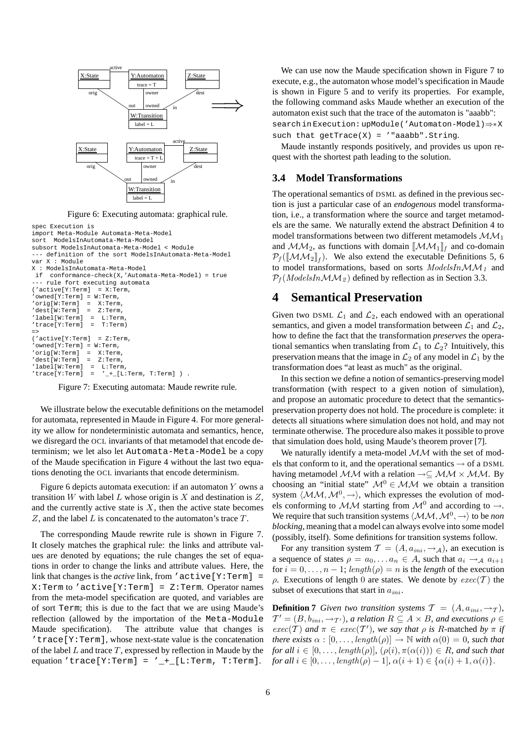Figure 6: Executing automata: graphical rule.

```
spec Execution is
import Meta-Module Automata-Meta-Model
sort  ModelsInAutomata-Meta-Model
subsort ModelsInAutomata-Meta-Model < Module
--- definition of the sort ModelsInAutomata-Meta-Model
var X : Module
X : ModelsInAutomata-Meta-Model
 if  conformance-check(X,'Automata-Meta-Model) = true
--- rule fort executing automata
('active[Y:Term]  = X:Term,
'owned[Y:Term] = W:Term,
'orig[W:Term]  =  X:Term,
'dest[W:Term]  =  Z:Term,
'label[W:Term]  =  L:Term,
'trace[Y:Term]  =  T:Term)
=>
('active[Y:Term]  = Z:Term,
'owned[Y:Term] = W:Term,
'orig[W:Term]  =  X:Term,
'dest[W:Term]  =  Z:Term,
'label[W:Term]  =  L:Term,
'trace[Y:Term]  =  '_+_[L:Term, T:Term] ) .
```

Figure 7: Executing automata: Maude rewrite rule.

We illustrate below the executable definitions on the metamodel for automata, represented in Maude in Figure 4. For more generality we allow for nondeterministic automata and semantics, hence, we disregard the OCL invariants of that metamodel that encode determinism; we let also let `Automata-Meta-Model` be a copy of the Maude specification in Figure 4 without the last two equations denoting the OCL invariants that encode determinism.

Figure 6 depicts automata execution: if an automaton $Y$ owns a transition $W$ with label $L$ whose origin is $X$ and destination is $Z$, and the currently active state is $X$, then the active state becomes $Z$, and the label $L$ is concatenated to the automaton's trace $T$.

The corresponding Maude rewrite rule is shown in Figure 7. It closely matches the graphical rule: the links and attribute values are denoted by equations; the rule changes the set of equations in order to change the links and attribute values. Here, the link that changes is the *active* link, from `'active[Y:Term] = X:Term` to `'active[Y:Term] = Z:Term`. Operator names from the meta-model specification are quoted, and variables are of sort `Term`; this is due to the fact that we are using Maude's reflection (allowed by the importation of the `Meta-Module` Maude specification). The attribute value that changes is `'trace[Y:Term]`, whose next-state value is the concatenation of the label $L$ and trace $T$, expressed by reflection in Maude by the equation `'trace[Y:Term] = '_+_[L:Term, T:Term]`.

We can use now the Maude specification shown in Figure 7 to execute, e.g., the automaton whose model's specification in Maude is shown in Figure 5 and to verify its properties. For example, the following command asks Maude whether an execution of the automaton exist such that the trace of the automaton is "aaabb": `search in Execution: upModule('Automaton-Model)⇒*X such that getTrace(X) = '"aaabb".String`.

Maude instantly responds positively, and provides us upon request with the shortest path leading to the solution.

### 3.4 Model Transformations

The operational semantics of DSML as defined in the previous section is just a particular case of an *endogenous* model transformation, i.e., a transformation where the source and target metamodels are the same. We naturally extend the abstract Definition 4 to model transformations between two different metamodels $\mathcal{MM}_1$ and $\mathcal{MM}_2$, as functions with domain $[\![\mathcal{MM}_1]\!]_f$ and co-domain $\mathcal{P}_f([\![\mathcal{MM}_2]\!]_f)$. We also extend the executable Definitions 5, 6 to model transformations, based on sorts $ModelsIn\mathcal{MM}_1$ and $\mathcal{P}_f(ModelsIn\mathcal{MM}_2)$ defined by reflection as in Section 3.3.

## 4 Semantical Preservation

Given two DSML $\mathcal{L}_1$ and $\mathcal{L}_2$, each endowed with an operational semantics, and given a model transformation between $\mathcal{L}_1$ and $\mathcal{L}_2$, how to define the fact that the transformation *preserves* the operational semantics when translating from $\mathcal{L}_1$ to $\mathcal{L}_2$? Intuitively, this preservation means that the image in $\mathcal{L}_2$ of any model in $\mathcal{L}_1$ by the transformation does "at least as much" as the original.

In this section we define a notion of semantics-preserving model transformation (with respect to a given notion of simulation), and propose an automatic procedure to detect that the semantics-preservation property does not hold. The procedure is complete: it detects all situations where simulation does not hold, and may not terminate otherwise. The procedure also makes it possible to prove that simulation does hold, using Maude's theorem prover [7].

We naturally identify a meta-model $\mathcal{MM}$ with the set of models that conform to it, and the operational semantics $\rightarrow$ of a DSML having metamodel $\mathcal{MM}$ with a relation $\rightarrow \subseteq \mathcal{MM} \times \mathcal{MM}$. By choosing an "initial state" $\mathcal{M}^0 \in \mathcal{MM}$ we obtain a transition system $\langle \mathcal{MM}, \mathcal{M}^0, \rightarrow \rangle$, which expresses the evolution of models conforming to $\mathcal{MM}$ starting from $\mathcal{M}^0$ and according to $\rightarrow$. We require that such transition systems $\langle \mathcal{MM}, \mathcal{M}^0, \rightarrow \rangle$ to be *non blocking*, meaning that a model can always evolve into some model (possibly, itself). Some definitions for transition systems follow.

For any transition system $\mathcal{T} = (A, a_{ini}, \rightarrow_{\mathcal{A}})$, an execution is a sequence of states $\rho = a_0, \ldots a_n \in A$, such that $a_i \rightarrow_{\mathcal{A}} a_{i+1}$ for $i = 0, \ldots, n-1$; $length(\rho) = n$ is the *length* of the execution $\rho$. Executions of length 0 are states. We denote by $exec(\mathcal{T})$ the subset of executions that start in $a_{ini}$.

**Definition 7** *Given two transition systems $\mathcal{T} = (A, a_{ini}, \rightarrow_{\mathcal{T}})$, $\mathcal{T}' = (B, b_{ini}, \rightarrow_{\mathcal{T}'})$, a relation $R \subseteq A \times B$, and executions $\rho \in exec(\mathcal{T})$ and $\pi \in exec(\mathcal{T}')$, we say that $\rho$ is $R$-*matched *by $\pi$ if there exists $\alpha : [0, \ldots, length(\rho)] \rightarrow \mathbb{N}$ with $\alpha(0) = 0$, such that for all $i \in [0, \ldots, length(\rho)]$, $(\rho(i), \pi(\alpha(i))) \in R$, and such that for all $i \in [0, \ldots, length(\rho) - 1]$, $\alpha(i+1) \in \{\alpha(i) + 1, \alpha(i)\}$.*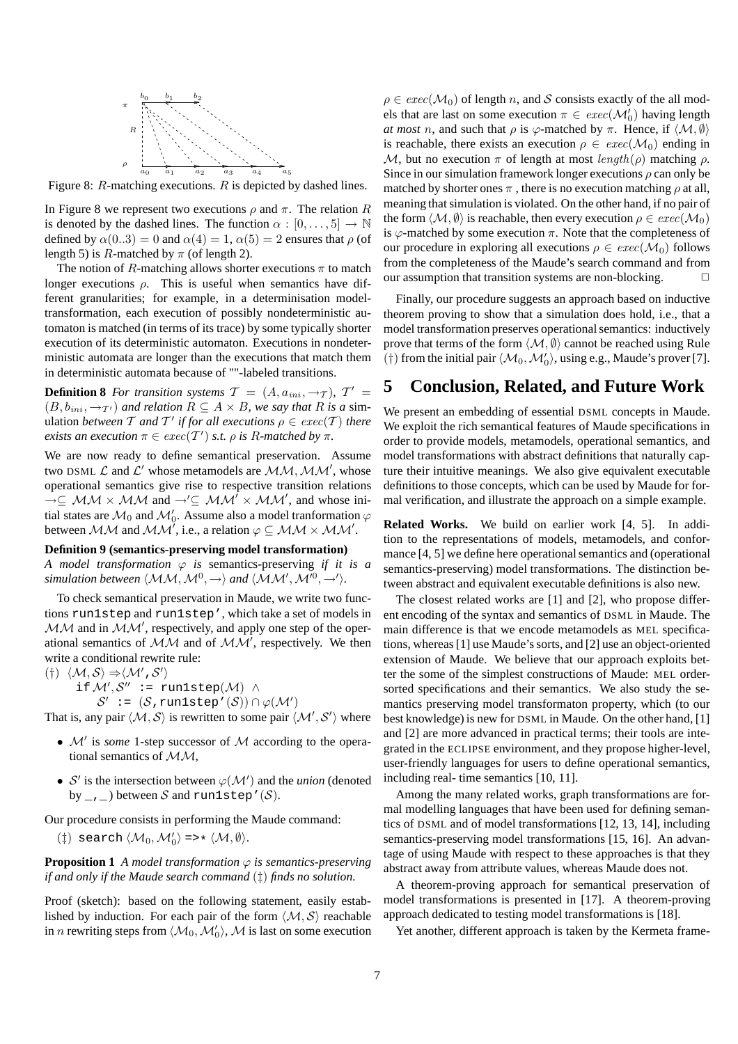Figure 8: $R$-matching executions. $R$ is depicted by dashed lines.

In Figure 8 we represent two executions $\rho$ and $\pi$. The relation $R$ is denoted by the dashed lines. The function $\alpha : [0, \ldots, 5] \to \mathbb{N}$ defined by $\alpha(0..3) = 0$ and $\alpha(4) = 1$, $\alpha(5) = 2$ ensures that $\rho$ (of length 5) is $R$-matched by $\pi$ (of length 2).

The notion of $R$-matching allows shorter executions $\pi$ to match longer executions $\rho$. This is useful when semantics have different granularities; for example, in a determinisation model-transformation, each execution of possibly nondeterministic automaton is matched (in terms of its trace) by some typically shorter execution of its deterministic automaton. Executions in nondeterministic automata are longer than the executions that match them in deterministic automata because of ""-labeled transitions.

**Definition 8** *For transition systems $\mathcal{T} = (A, a_{ini}, \to_{\mathcal{T}})$, $\mathcal{T}' = (B, b_{ini}, \to_{\mathcal{T}'})$ and relation $R \subseteq A \times B$, we say that $R$ is a* simulation *between $\mathcal{T}$ and $\mathcal{T}'$ if for all executions $\rho \in exec(\mathcal{T})$ there exists an execution $\pi \in exec(\mathcal{T}')$ s.t. $\rho$ is $R$-matched by $\pi$.*

We are now ready to define semantical preservation. Assume two DSML $\mathcal{L}$ and $\mathcal{L}'$ whose metamodels are $\mathcal{MM}, \mathcal{MM}'$, whose operational semantics give rise to respective transition relations $\to \subseteq \mathcal{MM} \times \mathcal{MM}$ and $\to' \subseteq \mathcal{MM}' \times \mathcal{MM}'$, and whose initial states are $\mathcal{M}_0$ and $\mathcal{M}'_0$. Assume also a model tranformation $\varphi$ between $\mathcal{MM}$ and $\mathcal{MM}'$, i.e., a relation $\varphi \subseteq \mathcal{MM} \times \mathcal{MM}'$.

**Definition 9 (semantics-preserving model transformation)** *A model transformation $\varphi$ is* semantics-preserving *if it is a simulation between $\langle \mathcal{MM}, \mathcal{M}^0, \to \rangle$ and $\langle \mathcal{MM}', \mathcal{M}'^0, \to' \rangle$.*

To check semantical preservation in Maude, we write two functions `run1step` and `run1step'`, which take a set of models in $\mathcal{MM}$ and in $\mathcal{MM}'$, respectively, and apply one step of the operational semantics of $\mathcal{MM}$ and of $\mathcal{MM}'$, respectively. We then write a conditional rewrite rule:

($\dagger$) $\langle \mathcal{M}, \mathcal{S} \rangle \Rightarrow \langle \mathcal{M}'$, $\mathcal{S}' \rangle$
  `if` $\mathcal{M}', \mathcal{S}''$ `:= run1step`$(\mathcal{M})$ $\wedge$
   $\mathcal{S}'$ `:=` $(\mathcal{S}$`,run1step'`$(\mathcal{S})) \cap \varphi(\mathcal{M}')$

That is, any pair $\langle \mathcal{M}, \mathcal{S} \rangle$ is rewritten to some pair $\langle \mathcal{M}', \mathcal{S}' \rangle$ where

- $\mathcal{M}'$ is *some* 1-step successor of $\mathcal{M}$ according to the operational semantics of $\mathcal{MM}$,
- $\mathcal{S}'$ is the intersection between $\varphi(\mathcal{M}')$ and the *union* (denoted by `_,_`) between $\mathcal{S}$ and `run1step'`$(\mathcal{S})$.

Our procedure consists in performing the Maude command:

($\ddagger$) `search` $\langle \mathcal{M}_0, \mathcal{M}'_0 \rangle$ `=>*` $\langle \mathcal{M}, \emptyset \rangle$.

**Proposition 1** *A model transformation $\varphi$ is semantics-preserving if and only if the Maude search command ($\ddagger$) finds no solution.*

Proof (sketch): based on the following statement, easily established by induction. For each pair of the form $\langle \mathcal{M}, \mathcal{S} \rangle$ reachable in $n$ rewriting steps from $\langle \mathcal{M}_0, \mathcal{M}'_0 \rangle$, $\mathcal{M}$ is last on some execution $\rho \in exec(\mathcal{M}_0)$ of length $n$, and $\mathcal{S}$ consists exactly of the all models that are last on some execution $\pi \in exec(\mathcal{M}'_0)$ having length *at most* $n$, and such that $\rho$ is $\varphi$-matched by $\pi$. Hence, if $\langle \mathcal{M}, \emptyset \rangle$ is reachable, there exists an execution $\rho \in exec(\mathcal{M}_0)$ ending in $\mathcal{M}$, but no execution $\pi$ of length at most $length(\rho)$ matching $\rho$. Since in our simulation framework longer executions $\rho$ can only be matched by shorter ones $\pi$ , there is no execution matching $\rho$ at all, meaning that simulation is violated. On the other hand, if no pair of the form $\langle \mathcal{M}, \emptyset \rangle$ is reachable, then every execution $\rho \in exec(\mathcal{M}_0)$ is $\varphi$-matched by some execution $\pi$. Note that the completeness of our procedure in exploring all executions $\rho \in exec(\mathcal{M}_0)$ follows from the completeness of the Maude's search command and from our assumption that transition systems are non-blocking. $\square$

Finally, our procedure suggests an approach based on inductive theorem proving to show that a simulation does hold, i.e., that a model transformation preserves operational semantics: inductively prove that terms of the form $\langle \mathcal{M}, \emptyset \rangle$ cannot be reached using Rule ($\dagger$) from the initial pair $\langle \mathcal{M}_0, \mathcal{M}'_0 \rangle$, using e.g., Maude's prover [7].

# 5 Conclusion, Related, and Future Work

We present an embedding of essential DSML concepts in Maude. We exploit the rich semantical features of Maude specifications in order to provide models, metamodels, operational semantics, and model transformations with abstract definitions that naturally capture their intuitive meanings. We also give equivalent executable definitions to those concepts, which can be used by Maude for formal verification, and illustrate the approach on a simple example.

**Related Works.** We build on earlier work [4, 5]. In addition to the representations of models, metamodels, and conformance [4, 5] we define here operational semantics and (operational semantics-preserving) model transformations. The distinction between abstract and equivalent executable definitions is also new.

The closest related works are [1] and [2], who propose different encoding of the syntax and semantics of DSML in Maude. The main difference is that we encode metamodels as MEL specifications, whereas [1] use Maude's sorts, and [2] use an object-oriented extension of Maude. We believe that our approach exploits better the some of the simplest constructions of Maude: MEL order-sorted specifications and their semantics. We also study the semantics preserving model transformaton property, which (to our best knowledge) is new for DSML in Maude. On the other hand, [1] and [2] are more advanced in practical terms; their tools are integrated in the ECLIPSE environment, and they propose higher-level, user-friendly languages for users to define operational semantics, including real- time semantics [10, 11].

Among the many related works, graph transformations are formal modelling languages that have been used for defining semantics of DSML and of model transformations [12, 13, 14], including semantics-preserving model transformations [15, 16]. An advantage of using Maude with respect to these approaches is that they abstract away from attribute values, whereas Maude does not.

A theorem-proving approach for semantical preservation of model transformations is presented in [17]. A theorem-proving approach dedicated to testing model transformations is [18].

Yet another, different approach is taken by the Kermeta frame-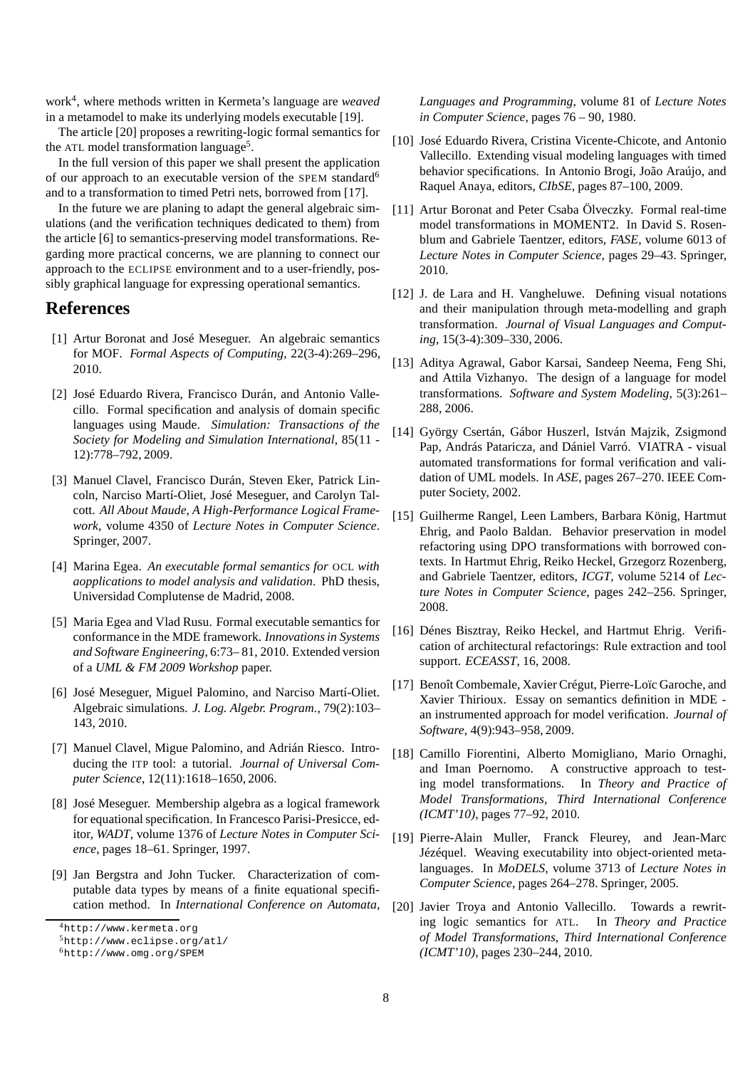work[4], where methods written in Kermeta's language are *weaved* in a metamodel to make its underlying models executable [19].

The article [20] proposes a rewriting-logic formal semantics for the ATL model transformation language[5].

In the full version of this paper we shall present the application of our approach to an executable version of the SPEM standard[6] and to a transformation to timed Petri nets, borrowed from [17].

In the future we are planing to adapt the general algebraic simulations (and the verification techniques dedicated to them) from the article [6] to semantics-preserving model transformations. Regarding more practical concerns, we are planning to connect our approach to the ECLIPSE environment and to a user-friendly, possibly graphical language for expressing operational semantics.

## References

[1] Artur Boronat and José Meseguer. An algebraic semantics for MOF. *Formal Aspects of Computing*, 22(3-4):269–296, 2010.

[2] José Eduardo Rivera, Francisco Durán, and Antonio Vallecillo. Formal specification and analysis of domain specific languages using Maude. *Simulation: Transactions of the Society for Modeling and Simulation International*, 85(11 - 12):778–792, 2009.

[3] Manuel Clavel, Francisco Durán, Steven Eker, Patrick Lincoln, Narciso Martí-Oliet, José Meseguer, and Carolyn Talcott. *All About Maude, A High-Performance Logical Framework*, volume 4350 of *Lecture Notes in Computer Science*. Springer, 2007.

[4] Marina Egea. *An executable formal semantics for OCL with aopplications to model analysis and validation*. PhD thesis, Universidad Complutense de Madrid, 2008.

[5] Maria Egea and Vlad Rusu. Formal executable semantics for conformance in the MDE framework. *Innovations in Systems and Software Engineering*, 6:73– 81, 2010. Extended version of a *UML & FM 2009 Workshop* paper.

[6] José Meseguer, Miguel Palomino, and Narciso Martí-Oliet. Algebraic simulations. *J. Log. Algebr. Program.*, 79(2):103–143, 2010.

[7] Manuel Clavel, Migue Palomino, and Adrián Riesco. Introducing the ITP tool: a tutorial. *Journal of Universal Computer Science*, 12(11):1618–1650, 2006.

[8] José Meseguer. Membership algebra as a logical framework for equational specification. In Francesco Parisi-Presicce, editor, *WADT*, volume 1376 of *Lecture Notes in Computer Science*, pages 18–61. Springer, 1997.

[9] Jan Bergstra and John Tucker. Characterization of computable data types by means of a finite equational specification method. In *International Conference on Automata, Languages and Programming*, volume 81 of *Lecture Notes in Computer Science*, pages 76 – 90, 1980.

[10] José Eduardo Rivera, Cristina Vicente-Chicote, and Antonio Vallecillo. Extending visual modeling languages with timed behavior specifications. In Antonio Brogi, João Araújo, and Raquel Anaya, editors, *CIbSE*, pages 87–100, 2009.

[11] Artur Boronat and Peter Csaba Ölveczky. Formal real-time model transformations in MOMENT2. In David S. Rosenblum and Gabriele Taentzer, editors, *FASE*, volume 6013 of *Lecture Notes in Computer Science*, pages 29–43. Springer, 2010.

[12] J. de Lara and H. Vangheluwe. Defining visual notations and their manipulation through meta-modelling and graph transformation. *Journal of Visual Languages and Computing*, 15(3-4):309–330, 2006.

[13] Aditya Agrawal, Gabor Karsai, Sandeep Neema, Feng Shi, and Attila Vizhanyo. The design of a language for model transformations. *Software and System Modeling*, 5(3):261–288, 2006.

[14] György Csertán, Gábor Huszerl, István Majzik, Zsigmond Pap, András Pataricza, and Dániel Varró. VIATRA - visual automated transformations for formal verification and validation of UML models. In *ASE*, pages 267–270. IEEE Computer Society, 2002.

[15] Guilherme Rangel, Leen Lambers, Barbara König, Hartmut Ehrig, and Paolo Baldan. Behavior preservation in model refactoring using DPO transformations with borrowed contexts. In Hartmut Ehrig, Reiko Heckel, Grzegorz Rozenberg, and Gabriele Taentzer, editors, *ICGT*, volume 5214 of *Lecture Notes in Computer Science*, pages 242–256. Springer, 2008.

[16] Dénes Bisztray, Reiko Heckel, and Hartmut Ehrig. Verification of architectural refactorings: Rule extraction and tool support. *ECEASST*, 16, 2008.

[17] Benoît Combemale, Xavier Crégut, Pierre-Loïc Garoche, and Xavier Thirioux. Essay on semantics definition in MDE - an instrumented approach for model verification. *Journal of Software*, 4(9):943–958, 2009.

[18] Camillo Fiorentini, Alberto Momigliano, Mario Ornaghi, and Iman Poernomo. A constructive approach to testing model transformations. In *Theory and Practice of Model Transformations, Third International Conference (ICMT'10)*, pages 77–92, 2010.

[19] Pierre-Alain Muller, Franck Fleurey, and Jean-Marc Jézéquel. Weaving executability into object-oriented metalanguages. In *MoDELS*, volume 3713 of *Lecture Notes in Computer Science*, pages 264–278. Springer, 2005.

[20] Javier Troya and Antonio Vallecillo. Towards a rewriting logic semantics for ATL. In *Theory and Practice of Model Transformations, Third International Conference (ICMT'10)*, pages 230–244, 2010.

---

[4] http://www.kermeta.org

[5] http://www.eclipse.org/atl/

[6] http://www.omg.org/SPEM